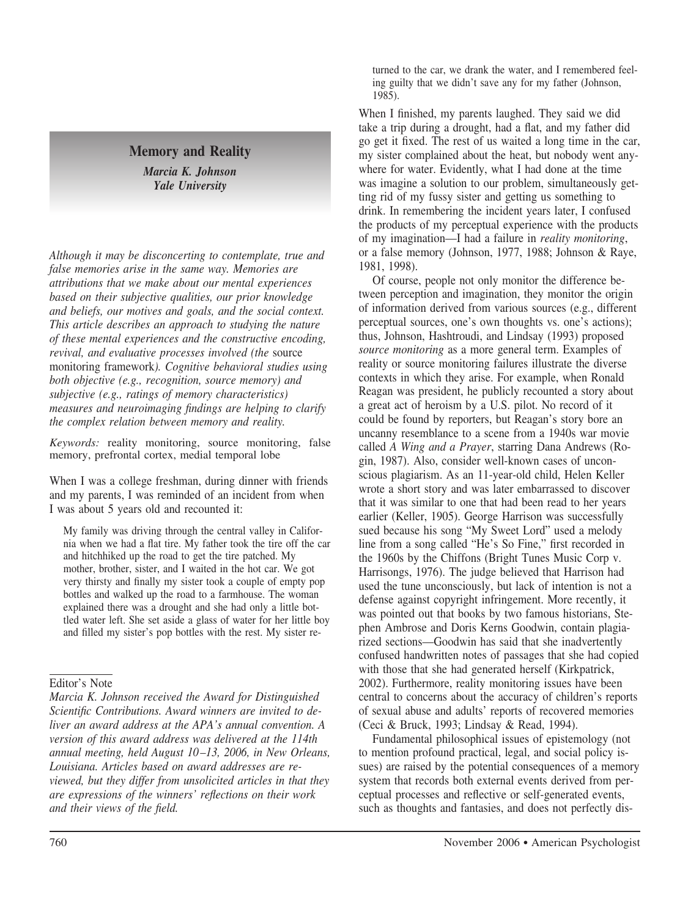# Memory and Reality

***Marcia K. Johnson***
***Yale University***

*Although it may be disconcerting to contemplate, true and false memories arise in the same way. Memories are attributions that we make about our mental experiences based on their subjective qualities, our prior knowledge and beliefs, our motives and goals, and the social context. This article describes an approach to studying the nature of these mental experiences and the constructive encoding, revival, and evaluative processes involved (the* source monitoring framework*). Cognitive behavioral studies using both objective (e.g., recognition, source memory) and subjective (e.g., ratings of memory characteristics) measures and neuroimaging findings are helping to clarify the complex relation between memory and reality.*

*Keywords:* reality monitoring, source monitoring, false memory, prefrontal cortex, medial temporal lobe

When I was a college freshman, during dinner with friends and my parents, I was reminded of an incident from when I was about 5 years old and recounted it:

> My family was driving through the central valley in California when we had a flat tire. My father took the tire off the car and hitchhiked up the road to get the tire patched. My mother, brother, sister, and I waited in the hot car. We got very thirsty and finally my sister took a couple of empty pop bottles and walked up the road to a farmhouse. The woman explained there was a drought and she had only a little bottled water left. She set aside a glass of water for her little boy and filled my sister's pop bottles with the rest. My sister returned to the car, we drank the water, and I remembered feeling guilty that we didn't save any for my father (Johnson, 1985).

When I finished, my parents laughed. They said we did take a trip during a drought, had a flat, and my father did go get it fixed. The rest of us waited a long time in the car, my sister complained about the heat, but nobody went anywhere for water. Evidently, what I had done at the time was imagine a solution to our problem, simultaneously getting rid of my fussy sister and getting us something to drink. In remembering the incident years later, I confused the products of my perceptual experience with the products of my imagination—I had a failure in *reality monitoring*, or a false memory (Johnson, 1977, 1988; Johnson & Raye, 1981, 1998).

Of course, people not only monitor the difference between perception and imagination, they monitor the origin of information derived from various sources (e.g., different perceptual sources, one's own thoughts vs. one's actions); thus, Johnson, Hashtroudi, and Lindsay (1993) proposed *source monitoring* as a more general term. Examples of reality or source monitoring failures illustrate the diverse contexts in which they arise. For example, when Ronald Reagan was president, he publicly recounted a story about a great act of heroism by a U.S. pilot. No record of it could be found by reporters, but Reagan's story bore an uncanny resemblance to a scene from a 1940s war movie called *A Wing and a Prayer*, starring Dana Andrews (Rogin, 1987). Also, consider well-known cases of unconscious plagiarism. As an 11-year-old child, Helen Keller wrote a short story and was later embarrassed to discover that it was similar to one that had been read to her years earlier (Keller, 1905). George Harrison was successfully sued because his song "My Sweet Lord" used a melody line from a song called "He's So Fine," first recorded in the 1960s by the Chiffons (Bright Tunes Music Corp v. Harrisongs, 1976). The judge believed that Harrison had used the tune unconsciously, but lack of intention is not a defense against copyright infringement. More recently, it was pointed out that books by two famous historians, Stephen Ambrose and Doris Kerns Goodwin, contain plagiarized sections—Goodwin has said that she inadvertently confused handwritten notes of passages that she had copied with those that she had generated herself (Kirkpatrick, 2002). Furthermore, reality monitoring issues have been central to concerns about the accuracy of children's reports of sexual abuse and adults' reports of recovered memories (Ceci & Bruck, 1993; Lindsay & Read, 1994).

Fundamental philosophical issues of epistemology (not to mention profound practical, legal, and social policy issues) are raised by the potential consequences of a memory system that records both external events derived from perceptual processes and reflective or self-generated events, such as thoughts and fantasies, and does not perfectly dis-

---

Editor's Note

*Marcia K. Johnson received the Award for Distinguished Scientific Contributions. Award winners are invited to deliver an award address at the APA's annual convention. A version of this award address was delivered at the 114th annual meeting, held August 10–13, 2006, in New Orleans, Louisiana. Articles based on award addresses are reviewed, but they differ from unsolicited articles in that they are expressions of the winners' reflections on their work and their views of the field.*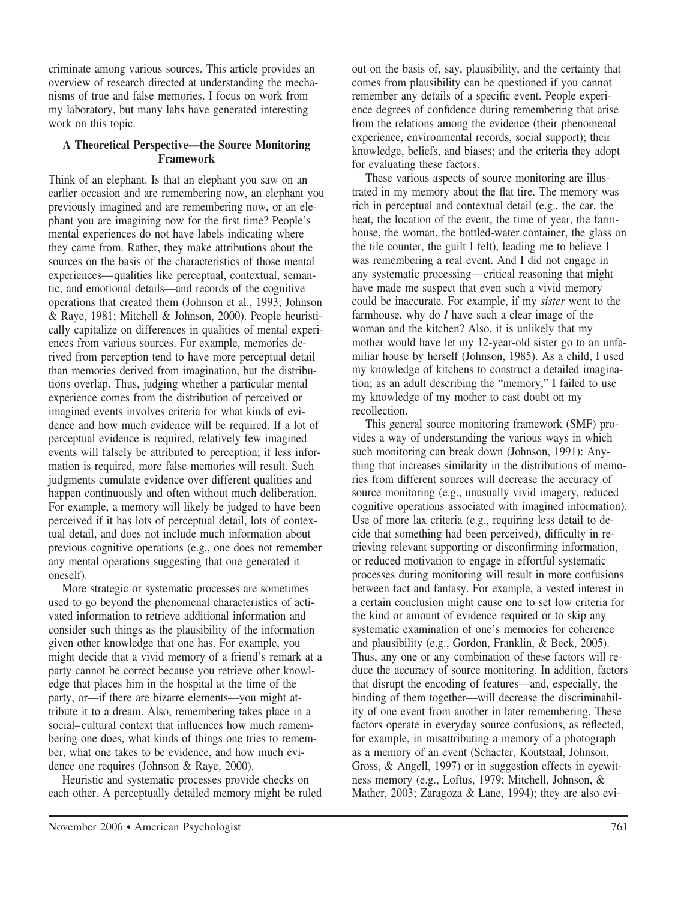criminate among various sources. This article provides an overview of research directed at understanding the mechanisms of true and false memories. I focus on work from my laboratory, but many labs have generated interesting work on this topic.

## A Theoretical Perspective—the Source Monitoring Framework

Think of an elephant. Is that an elephant you saw on an earlier occasion and are remembering now, an elephant you previously imagined and are remembering now, or an elephant you are imagining now for the first time? People's mental experiences do not have labels indicating where they came from. Rather, they make attributions about the sources on the basis of the characteristics of those mental experiences—qualities like perceptual, contextual, semantic, and emotional details—and records of the cognitive operations that created them (Johnson et al., 1993; Johnson & Raye, 1981; Mitchell & Johnson, 2000). People heuristically capitalize on differences in qualities of mental experiences from various sources. For example, memories derived from perception tend to have more perceptual detail than memories derived from imagination, but the distributions overlap. Thus, judging whether a particular mental experience comes from the distribution of perceived or imagined events involves criteria for what kinds of evidence and how much evidence will be required. If a lot of perceptual evidence is required, relatively few imagined events will falsely be attributed to perception; if less information is required, more false memories will result. Such judgments cumulate evidence over different qualities and happen continuously and often without much deliberation. For example, a memory will likely be judged to have been perceived if it has lots of perceptual detail, lots of contextual detail, and does not include much information about previous cognitive operations (e.g., one does not remember any mental operations suggesting that one generated it oneself).

More strategic or systematic processes are sometimes used to go beyond the phenomenal characteristics of activated information to retrieve additional information and consider such things as the plausibility of the information given other knowledge that one has. For example, you might decide that a vivid memory of a friend's remark at a party cannot be correct because you retrieve other knowledge that places him in the hospital at the time of the party, or—if there are bizarre elements—you might attribute it to a dream. Also, remembering takes place in a social–cultural context that influences how much remembering one does, what kinds of things one tries to remember, what one takes to be evidence, and how much evidence one requires (Johnson & Raye, 2000).

Heuristic and systematic processes provide checks on each other. A perceptually detailed memory might be ruled out on the basis of, say, plausibility, and the certainty that comes from plausibility can be questioned if you cannot remember any details of a specific event. People experience degrees of confidence during remembering that arise from the relations among the evidence (their phenomenal experience, environmental records, social support); their knowledge, beliefs, and biases; and the criteria they adopt for evaluating these factors.

These various aspects of source monitoring are illustrated in my memory about the flat tire. The memory was rich in perceptual and contextual detail (e.g., the car, the heat, the location of the event, the time of year, the farmhouse, the woman, the bottled-water container, the glass on the tile counter, the guilt I felt), leading me to believe I was remembering a real event. And I did not engage in any systematic processing—critical reasoning that might have made me suspect that even such a vivid memory could be inaccurate. For example, if my *sister* went to the farmhouse, why do *I* have such a clear image of the woman and the kitchen? Also, it is unlikely that my mother would have let my 12-year-old sister go to an unfamiliar house by herself (Johnson, 1985). As a child, I used my knowledge of kitchens to construct a detailed imagination; as an adult describing the "memory," I failed to use my knowledge of my mother to cast doubt on my recollection.

This general source monitoring framework (SMF) provides a way of understanding the various ways in which such monitoring can break down (Johnson, 1991): Anything that increases similarity in the distributions of memories from different sources will decrease the accuracy of source monitoring (e.g., unusually vivid imagery, reduced cognitive operations associated with imagined information). Use of more lax criteria (e.g., requiring less detail to decide that something had been perceived), difficulty in retrieving relevant supporting or disconfirming information, or reduced motivation to engage in effortful systematic processes during monitoring will result in more confusions between fact and fantasy. For example, a vested interest in a certain conclusion might cause one to set low criteria for the kind or amount of evidence required or to skip any systematic examination of one's memories for coherence and plausibility (e.g., Gordon, Franklin, & Beck, 2005). Thus, any one or any combination of these factors will reduce the accuracy of source monitoring. In addition, factors that disrupt the encoding of features—and, especially, the binding of them together—will decrease the discriminability of one event from another in later remembering. These factors operate in everyday source confusions, as reflected, for example, in misattributing a memory of a photograph as a memory of an event (Schacter, Koutstaal, Johnson, Gross, & Angell, 1997) or in suggestion effects in eyewitness memory (e.g., Loftus, 1979; Mitchell, Johnson, & Mather, 2003; Zaragoza & Lane, 1994); they are also evi-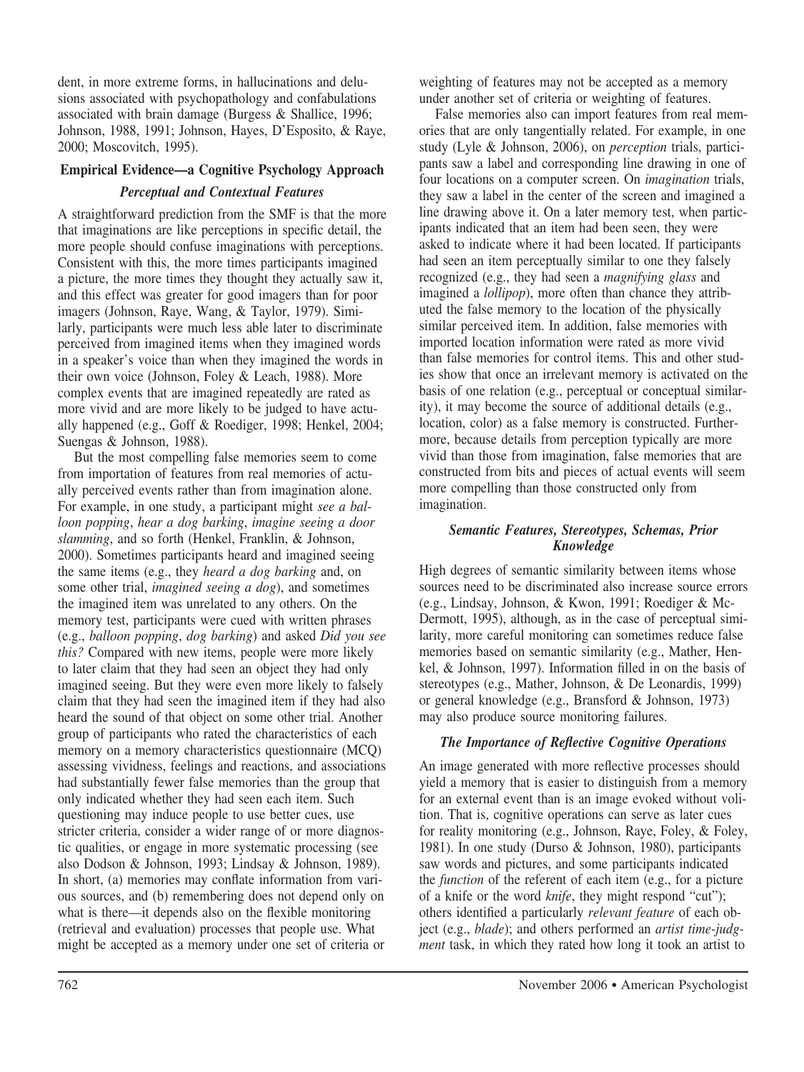dent, in more extreme forms, in hallucinations and delusions associated with psychopathology and confabulations associated with brain damage (Burgess & Shallice, 1996; Johnson, 1988, 1991; Johnson, Hayes, D'Esposito, & Raye, 2000; Moscovitch, 1995).

## Empirical Evidence—a Cognitive Psychology Approach

### *Perceptual and Contextual Features*

A straightforward prediction from the SMF is that the more that imaginations are like perceptions in specific detail, the more people should confuse imaginations with perceptions. Consistent with this, the more times participants imagined a picture, the more times they thought they actually saw it, and this effect was greater for good imagers than for poor imagers (Johnson, Raye, Wang, & Taylor, 1979). Similarly, participants were much less able later to discriminate perceived from imagined items when they imagined words in a speaker's voice than when they imagined the words in their own voice (Johnson, Foley & Leach, 1988). More complex events that are imagined repeatedly are rated as more vivid and are more likely to be judged to have actually happened (e.g., Goff & Roediger, 1998; Henkel, 2004; Suengas & Johnson, 1988).

But the most compelling false memories seem to come from importation of features from real memories of actually perceived events rather than from imagination alone. For example, in one study, a participant might *see a balloon popping*, *hear a dog barking*, *imagine seeing a door slamming*, and so forth (Henkel, Franklin, & Johnson, 2000). Sometimes participants heard and imagined seeing the same items (e.g., they *heard a dog barking* and, on some other trial, *imagined seeing a dog*), and sometimes the imagined item was unrelated to any others. On the memory test, participants were cued with written phrases (e.g., *balloon popping*, *dog barking*) and asked *Did you see this?* Compared with new items, people were more likely to later claim that they had seen an object they had only imagined seeing. But they were even more likely to falsely claim that they had seen the imagined item if they had also heard the sound of that object on some other trial. Another group of participants who rated the characteristics of each memory on a memory characteristics questionnaire (MCQ) assessing vividness, feelings and reactions, and associations had substantially fewer false memories than the group that only indicated whether they had seen each item. Such questioning may induce people to use better cues, use stricter criteria, consider a wider range of or more diagnostic qualities, or engage in more systematic processing (see also Dodson & Johnson, 1993; Lindsay & Johnson, 1989). In short, (a) memories may conflate information from various sources, and (b) remembering does not depend only on what is there—it depends also on the flexible monitoring (retrieval and evaluation) processes that people use. What might be accepted as a memory under one set of criteria or weighting of features may not be accepted as a memory under another set of criteria or weighting of features.

False memories also can import features from real memories that are only tangentially related. For example, in one study (Lyle & Johnson, 2006), on *perception* trials, participants saw a label and corresponding line drawing in one of four locations on a computer screen. On *imagination* trials, they saw a label in the center of the screen and imagined a line drawing above it. On a later memory test, when participants indicated that an item had been seen, they were asked to indicate where it had been located. If participants had seen an item perceptually similar to one they falsely recognized (e.g., they had seen a *magnifying glass* and imagined a *lollipop*), more often than chance they attributed the false memory to the location of the physically similar perceived item. In addition, false memories with imported location information were rated as more vivid than false memories for control items. This and other studies show that once an irrelevant memory is activated on the basis of one relation (e.g., perceptual or conceptual similarity), it may become the source of additional details (e.g., location, color) as a false memory is constructed. Furthermore, because details from perception typically are more vivid than those from imagination, false memories that are constructed from bits and pieces of actual events will seem more compelling than those constructed only from imagination.

### *Semantic Features, Stereotypes, Schemas, Prior Knowledge*

High degrees of semantic similarity between items whose sources need to be discriminated also increase source errors (e.g., Lindsay, Johnson, & Kwon, 1991; Roediger & McDermott, 1995), although, as in the case of perceptual similarity, more careful monitoring can sometimes reduce false memories based on semantic similarity (e.g., Mather, Henkel, & Johnson, 1997). Information filled in on the basis of stereotypes (e.g., Mather, Johnson, & De Leonardis, 1999) or general knowledge (e.g., Bransford & Johnson, 1973) may also produce source monitoring failures.

### *The Importance of Reflective Cognitive Operations*

An image generated with more reflective processes should yield a memory that is easier to distinguish from a memory for an external event than is an image evoked without volition. That is, cognitive operations can serve as later cues for reality monitoring (e.g., Johnson, Raye, Foley, & Foley, 1981). In one study (Durso & Johnson, 1980), participants saw words and pictures, and some participants indicated the *function* of the referent of each item (e.g., for a picture of a knife or the word *knife*, they might respond "cut"); others identified a particularly *relevant feature* of each object (e.g., *blade*); and others performed an *artist time-judgment* task, in which they rated how long it took an artist to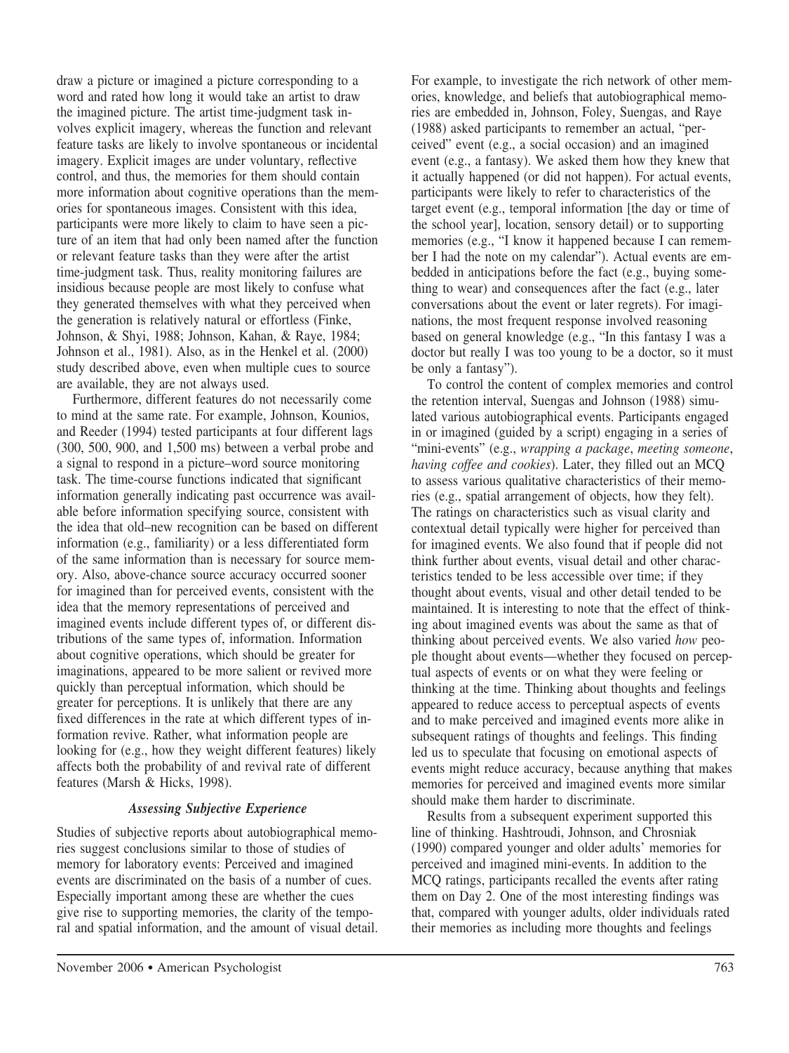draw a picture or imagined a picture corresponding to a word and rated how long it would take an artist to draw the imagined picture. The artist time-judgment task involves explicit imagery, whereas the function and relevant feature tasks are likely to involve spontaneous or incidental imagery. Explicit images are under voluntary, reflective control, and thus, the memories for them should contain more information about cognitive operations than the memories for spontaneous images. Consistent with this idea, participants were more likely to claim to have seen a picture of an item that had only been named after the function or relevant feature tasks than they were after the artist time-judgment task. Thus, reality monitoring failures are insidious because people are most likely to confuse what they generated themselves with what they perceived when the generation is relatively natural or effortless (Finke, Johnson, & Shyi, 1988; Johnson, Kahan, & Raye, 1984; Johnson et al., 1981). Also, as in the Henkel et al. (2000) study described above, even when multiple cues to source are available, they are not always used.

Furthermore, different features do not necessarily come to mind at the same rate. For example, Johnson, Kounios, and Reeder (1994) tested participants at four different lags (300, 500, 900, and 1,500 ms) between a verbal probe and a signal to respond in a picture–word source monitoring task. The time-course functions indicated that significant information generally indicating past occurrence was available before information specifying source, consistent with the idea that old–new recognition can be based on different information (e.g., familiarity) or a less differentiated form of the same information than is necessary for source memory. Also, above-chance source accuracy occurred sooner for imagined than for perceived events, consistent with the idea that the memory representations of perceived and imagined events include different types of, or different distributions of the same types of, information. Information about cognitive operations, which should be greater for imaginations, appeared to be more salient or revived more quickly than perceptual information, which should be greater for perceptions. It is unlikely that there are any fixed differences in the rate at which different types of information revive. Rather, what information people are looking for (e.g., how they weight different features) likely affects both the probability of and revival rate of different features (Marsh & Hicks, 1998).

### *Assessing Subjective Experience*

Studies of subjective reports about autobiographical memories suggest conclusions similar to those of studies of memory for laboratory events: Perceived and imagined events are discriminated on the basis of a number of cues. Especially important among these are whether the cues give rise to supporting memories, the clarity of the temporal and spatial information, and the amount of visual detail. For example, to investigate the rich network of other memories, knowledge, and beliefs that autobiographical memories are embedded in, Johnson, Foley, Suengas, and Raye (1988) asked participants to remember an actual, "perceived" event (e.g., a social occasion) and an imagined event (e.g., a fantasy). We asked them how they knew that it actually happened (or did not happen). For actual events, participants were likely to refer to characteristics of the target event (e.g., temporal information [the day or time of the school year], location, sensory detail) or to supporting memories (e.g., "I know it happened because I can remember I had the note on my calendar"). Actual events are embedded in anticipations before the fact (e.g., buying something to wear) and consequences after the fact (e.g., later conversations about the event or later regrets). For imaginations, the most frequent response involved reasoning based on general knowledge (e.g., "In this fantasy I was a doctor but really I was too young to be a doctor, so it must be only a fantasy").

To control the content of complex memories and control the retention interval, Suengas and Johnson (1988) simulated various autobiographical events. Participants engaged in or imagined (guided by a script) engaging in a series of "mini-events" (e.g., *wrapping a package*, *meeting someone*, *having coffee and cookies*). Later, they filled out an MCQ to assess various qualitative characteristics of their memories (e.g., spatial arrangement of objects, how they felt). The ratings on characteristics such as visual clarity and contextual detail typically were higher for perceived than for imagined events. We also found that if people did not think further about events, visual detail and other characteristics tended to be less accessible over time; if they thought about events, visual and other detail tended to be maintained. It is interesting to note that the effect of thinking about imagined events was about the same as that of thinking about perceived events. We also varied *how* people thought about events—whether they focused on perceptual aspects of events or on what they were feeling or thinking at the time. Thinking about thoughts and feelings appeared to reduce access to perceptual aspects of events and to make perceived and imagined events more alike in subsequent ratings of thoughts and feelings. This finding led us to speculate that focusing on emotional aspects of events might reduce accuracy, because anything that makes memories for perceived and imagined events more similar should make them harder to discriminate.

Results from a subsequent experiment supported this line of thinking. Hashtroudi, Johnson, and Chrosniak (1990) compared younger and older adults' memories for perceived and imagined mini-events. In addition to the MCQ ratings, participants recalled the events after rating them on Day 2. One of the most interesting findings was that, compared with younger adults, older individuals rated their memories as including more thoughts and feelings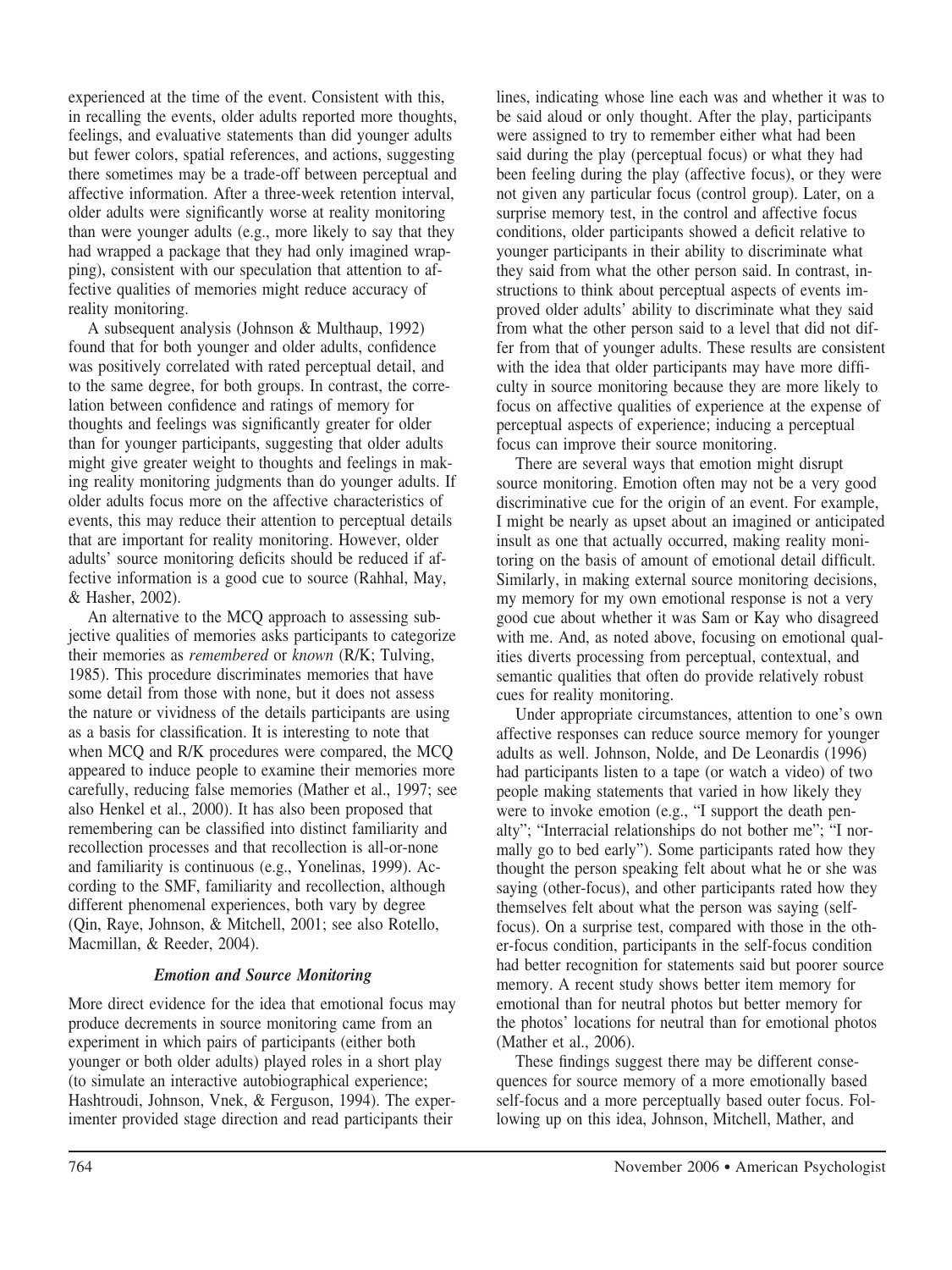experienced at the time of the event. Consistent with this, in recalling the events, older adults reported more thoughts, feelings, and evaluative statements than did younger adults but fewer colors, spatial references, and actions, suggesting there sometimes may be a trade-off between perceptual and affective information. After a three-week retention interval, older adults were significantly worse at reality monitoring than were younger adults (e.g., more likely to say that they had wrapped a package that they had only imagined wrapping), consistent with our speculation that attention to affective qualities of memories might reduce accuracy of reality monitoring.

A subsequent analysis (Johnson & Multhaup, 1992) found that for both younger and older adults, confidence was positively correlated with rated perceptual detail, and to the same degree, for both groups. In contrast, the correlation between confidence and ratings of memory for thoughts and feelings was significantly greater for older than for younger participants, suggesting that older adults might give greater weight to thoughts and feelings in making reality monitoring judgments than do younger adults. If older adults focus more on the affective characteristics of events, this may reduce their attention to perceptual details that are important for reality monitoring. However, older adults' source monitoring deficits should be reduced if affective information is a good cue to source (Rahhal, May, & Hasher, 2002).

An alternative to the MCQ approach to assessing subjective qualities of memories asks participants to categorize their memories as *remembered* or *known* (R/K; Tulving, 1985). This procedure discriminates memories that have some detail from those with none, but it does not assess the nature or vividness of the details participants are using as a basis for classification. It is interesting to note that when MCQ and R/K procedures were compared, the MCQ appeared to induce people to examine their memories more carefully, reducing false memories (Mather et al., 1997; see also Henkel et al., 2000). It has also been proposed that remembering can be classified into distinct familiarity and recollection processes and that recollection is all-or-none and familiarity is continuous (e.g., Yonelinas, 1999). According to the SMF, familiarity and recollection, although different phenomenal experiences, both vary by degree (Qin, Raye, Johnson, & Mitchell, 2001; see also Rotello, Macmillan, & Reeder, 2004).

### *Emotion and Source Monitoring*

More direct evidence for the idea that emotional focus may produce decrements in source monitoring came from an experiment in which pairs of participants (either both younger or both older adults) played roles in a short play (to simulate an interactive autobiographical experience; Hashtroudi, Johnson, Vnek, & Ferguson, 1994). The experimenter provided stage direction and read participants their lines, indicating whose line each was and whether it was to be said aloud or only thought. After the play, participants were assigned to try to remember either what had been said during the play (perceptual focus) or what they had been feeling during the play (affective focus), or they were not given any particular focus (control group). Later, on a surprise memory test, in the control and affective focus conditions, older participants showed a deficit relative to younger participants in their ability to discriminate what they said from what the other person said. In contrast, instructions to think about perceptual aspects of events improved older adults' ability to discriminate what they said from what the other person said to a level that did not differ from that of younger adults. These results are consistent with the idea that older participants may have more difficulty in source monitoring because they are more likely to focus on affective qualities of experience at the expense of perceptual aspects of experience; inducing a perceptual focus can improve their source monitoring.

There are several ways that emotion might disrupt source monitoring. Emotion often may not be a very good discriminative cue for the origin of an event. For example, I might be nearly as upset about an imagined or anticipated insult as one that actually occurred, making reality monitoring on the basis of amount of emotional detail difficult. Similarly, in making external source monitoring decisions, my memory for my own emotional response is not a very good cue about whether it was Sam or Kay who disagreed with me. And, as noted above, focusing on emotional qualities diverts processing from perceptual, contextual, and semantic qualities that often do provide relatively robust cues for reality monitoring.

Under appropriate circumstances, attention to one's own affective responses can reduce source memory for younger adults as well. Johnson, Nolde, and De Leonardis (1996) had participants listen to a tape (or watch a video) of two people making statements that varied in how likely they were to invoke emotion (e.g., "I support the death penalty"; "Interracial relationships do not bother me"; "I normally go to bed early"). Some participants rated how they thought the person speaking felt about what he or she was saying (other-focus), and other participants rated how they themselves felt about what the person was saying (self-focus). On a surprise test, compared with those in the other-focus condition, participants in the self-focus condition had better recognition for statements said but poorer source memory. A recent study shows better item memory for emotional than for neutral photos but better memory for the photos' locations for neutral than for emotional photos (Mather et al., 2006).

These findings suggest there may be different consequences for source memory of a more emotionally based self-focus and a more perceptually based outer focus. Following up on this idea, Johnson, Mitchell, Mather, and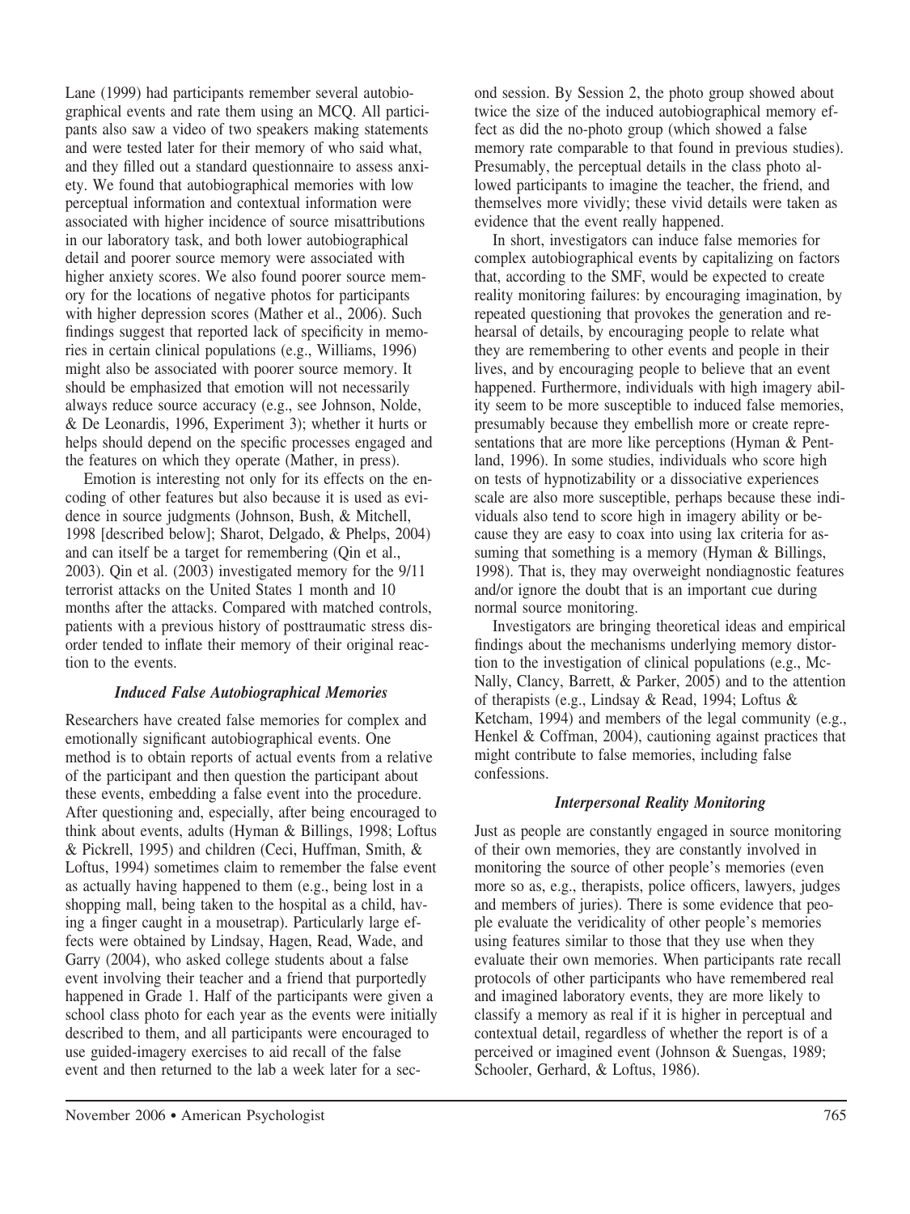Lane (1999) had participants remember several autobiographical events and rate them using an MCQ. All participants also saw a video of two speakers making statements and were tested later for their memory of who said what, and they filled out a standard questionnaire to assess anxiety. We found that autobiographical memories with low perceptual information and contextual information were associated with higher incidence of source misattributions in our laboratory task, and both lower autobiographical detail and poorer source memory were associated with higher anxiety scores. We also found poorer source memory for the locations of negative photos for participants with higher depression scores (Mather et al., 2006). Such findings suggest that reported lack of specificity in memories in certain clinical populations (e.g., Williams, 1996) might also be associated with poorer source memory. It should be emphasized that emotion will not necessarily always reduce source accuracy (e.g., see Johnson, Nolde, & De Leonardis, 1996, Experiment 3); whether it hurts or helps should depend on the specific processes engaged and the features on which they operate (Mather, in press).

Emotion is interesting not only for its effects on the encoding of other features but also because it is used as evidence in source judgments (Johnson, Bush, & Mitchell, 1998 [described below]; Sharot, Delgado, & Phelps, 2004) and can itself be a target for remembering (Qin et al., 2003). Qin et al. (2003) investigated memory for the 9/11 terrorist attacks on the United States 1 month and 10 months after the attacks. Compared with matched controls, patients with a previous history of posttraumatic stress disorder tended to inflate their memory of their original reaction to the events.

### *Induced False Autobiographical Memories*

Researchers have created false memories for complex and emotionally significant autobiographical events. One method is to obtain reports of actual events from a relative of the participant and then question the participant about these events, embedding a false event into the procedure. After questioning and, especially, after being encouraged to think about events, adults (Hyman & Billings, 1998; Loftus & Pickrell, 1995) and children (Ceci, Huffman, Smith, & Loftus, 1994) sometimes claim to remember the false event as actually having happened to them (e.g., being lost in a shopping mall, being taken to the hospital as a child, having a finger caught in a mousetrap). Particularly large effects were obtained by Lindsay, Hagen, Read, Wade, and Garry (2004), who asked college students about a false event involving their teacher and a friend that purportedly happened in Grade 1. Half of the participants were given a school class photo for each year as the events were initially described to them, and all participants were encouraged to use guided-imagery exercises to aid recall of the false event and then returned to the lab a week later for a second session. By Session 2, the photo group showed about twice the size of the induced autobiographical memory effect as did the no-photo group (which showed a false memory rate comparable to that found in previous studies). Presumably, the perceptual details in the class photo allowed participants to imagine the teacher, the friend, and themselves more vividly; these vivid details were taken as evidence that the event really happened.

In short, investigators can induce false memories for complex autobiographical events by capitalizing on factors that, according to the SMF, would be expected to create reality monitoring failures: by encouraging imagination, by repeated questioning that provokes the generation and rehearsal of details, by encouraging people to relate what they are remembering to other events and people in their lives, and by encouraging people to believe that an event happened. Furthermore, individuals with high imagery ability seem to be more susceptible to induced false memories, presumably because they embellish more or create representations that are more like perceptions (Hyman & Pentland, 1996). In some studies, individuals who score high on tests of hypnotizability or a dissociative experiences scale are also more susceptible, perhaps because these individuals also tend to score high in imagery ability or because they are easy to coax into using lax criteria for assuming that something is a memory (Hyman & Billings, 1998). That is, they may overweight nondiagnostic features and/or ignore the doubt that is an important cue during normal source monitoring.

Investigators are bringing theoretical ideas and empirical findings about the mechanisms underlying memory distortion to the investigation of clinical populations (e.g., McNally, Clancy, Barrett, & Parker, 2005) and to the attention of therapists (e.g., Lindsay & Read, 1994; Loftus & Ketcham, 1994) and members of the legal community (e.g., Henkel & Coffman, 2004), cautioning against practices that might contribute to false memories, including false confessions.

### *Interpersonal Reality Monitoring*

Just as people are constantly engaged in source monitoring of their own memories, they are constantly involved in monitoring the source of other people's memories (even more so as, e.g., therapists, police officers, lawyers, judges and members of juries). There is some evidence that people evaluate the veridicality of other people's memories using features similar to those that they use when they evaluate their own memories. When participants rate recall protocols of other participants who have remembered real and imagined laboratory events, they are more likely to classify a memory as real if it is higher in perceptual and contextual detail, regardless of whether the report is of a perceived or imagined event (Johnson & Suengas, 1989; Schooler, Gerhard, & Loftus, 1986).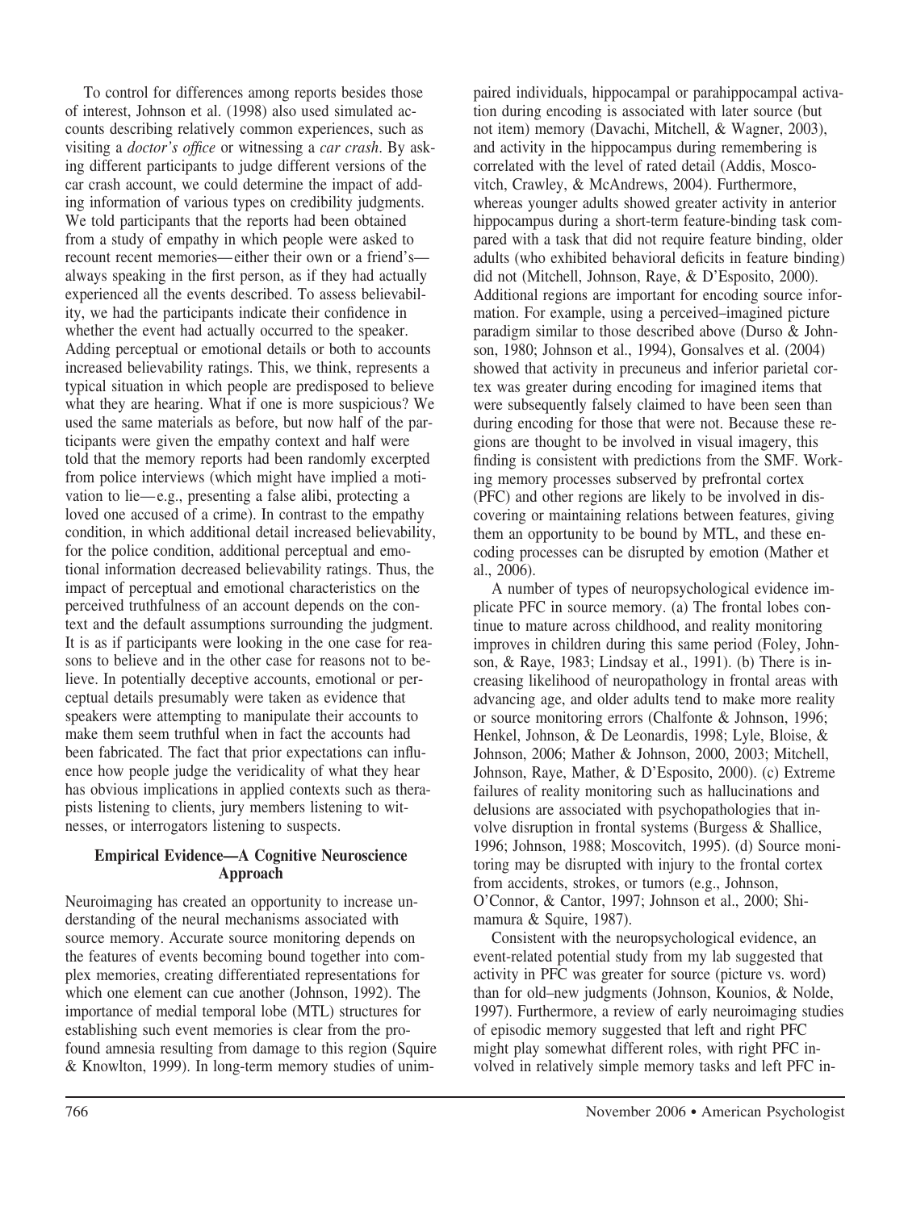To control for differences among reports besides those of interest, Johnson et al. (1998) also used simulated accounts describing relatively common experiences, such as visiting a *doctor's office* or witnessing a *car crash*. By asking different participants to judge different versions of the car crash account, we could determine the impact of adding information of various types on credibility judgments. We told participants that the reports had been obtained from a study of empathy in which people were asked to recount recent memories—either their own or a friend's—always speaking in the first person, as if they had actually experienced all the events described. To assess believability, we had the participants indicate their confidence in whether the event had actually occurred to the speaker. Adding perceptual or emotional details or both to accounts increased believability ratings. This, we think, represents a typical situation in which people are predisposed to believe what they are hearing. What if one is more suspicious? We used the same materials as before, but now half of the participants were given the empathy context and half were told that the memory reports had been randomly excerpted from police interviews (which might have implied a motivation to lie—e.g., presenting a false alibi, protecting a loved one accused of a crime). In contrast to the empathy condition, in which additional detail increased believability, for the police condition, additional perceptual and emotional information decreased believability ratings. Thus, the impact of perceptual and emotional characteristics on the perceived truthfulness of an account depends on the context and the default assumptions surrounding the judgment. It is as if participants were looking in the one case for reasons to believe and in the other case for reasons not to believe. In potentially deceptive accounts, emotional or perceptual details presumably were taken as evidence that speakers were attempting to manipulate their accounts to make them seem truthful when in fact the accounts had been fabricated. The fact that prior expectations can influence how people judge the veridicality of what they hear has obvious implications in applied contexts such as therapists listening to clients, jury members listening to witnesses, or interrogators listening to suspects.

## Empirical Evidence—A Cognitive Neuroscience Approach

Neuroimaging has created an opportunity to increase understanding of the neural mechanisms associated with source memory. Accurate source monitoring depends on the features of events becoming bound together into complex memories, creating differentiated representations for which one element can cue another (Johnson, 1992). The importance of medial temporal lobe (MTL) structures for establishing such event memories is clear from the profound amnesia resulting from damage to this region (Squire & Knowlton, 1999). In long-term memory studies of unimpaired individuals, hippocampal or parahippocampal activation during encoding is associated with later source (but not item) memory (Davachi, Mitchell, & Wagner, 2003), and activity in the hippocampus during remembering is correlated with the level of rated detail (Addis, Moscovitch, Crawley, & McAndrews, 2004). Furthermore, whereas younger adults showed greater activity in anterior hippocampus during a short-term feature-binding task compared with a task that did not require feature binding, older adults (who exhibited behavioral deficits in feature binding) did not (Mitchell, Johnson, Raye, & D'Esposito, 2000). Additional regions are important for encoding source information. For example, using a perceived–imagined picture paradigm similar to those described above (Durso & Johnson, 1980; Johnson et al., 1994), Gonsalves et al. (2004) showed that activity in precuneus and inferior parietal cortex was greater during encoding for imagined items that were subsequently falsely claimed to have been seen than during encoding for those that were not. Because these regions are thought to be involved in visual imagery, this finding is consistent with predictions from the SMF. Working memory processes subserved by prefrontal cortex (PFC) and other regions are likely to be involved in discovering or maintaining relations between features, giving them an opportunity to be bound by MTL, and these encoding processes can be disrupted by emotion (Mather et al., 2006).

A number of types of neuropsychological evidence implicate PFC in source memory. (a) The frontal lobes continue to mature across childhood, and reality monitoring improves in children during this same period (Foley, Johnson, & Raye, 1983; Lindsay et al., 1991). (b) There is increasing likelihood of neuropathology in frontal areas with advancing age, and older adults tend to make more reality or source monitoring errors (Chalfonte & Johnson, 1996; Henkel, Johnson, & De Leonardis, 1998; Lyle, Bloise, & Johnson, 2006; Mather & Johnson, 2000, 2003; Mitchell, Johnson, Raye, Mather, & D'Esposito, 2000). (c) Extreme failures of reality monitoring such as hallucinations and delusions are associated with psychopathologies that involve disruption in frontal systems (Burgess & Shallice, 1996; Johnson, 1988; Moscovitch, 1995). (d) Source monitoring may be disrupted with injury to the frontal cortex from accidents, strokes, or tumors (e.g., Johnson, O'Connor, & Cantor, 1997; Johnson et al., 2000; Shimamura & Squire, 1987).

Consistent with the neuropsychological evidence, an event-related potential study from my lab suggested that activity in PFC was greater for source (picture vs. word) than for old–new judgments (Johnson, Kounios, & Nolde, 1997). Furthermore, a review of early neuroimaging studies of episodic memory suggested that left and right PFC might play somewhat different roles, with right PFC involved in relatively simple memory tasks and left PFC in-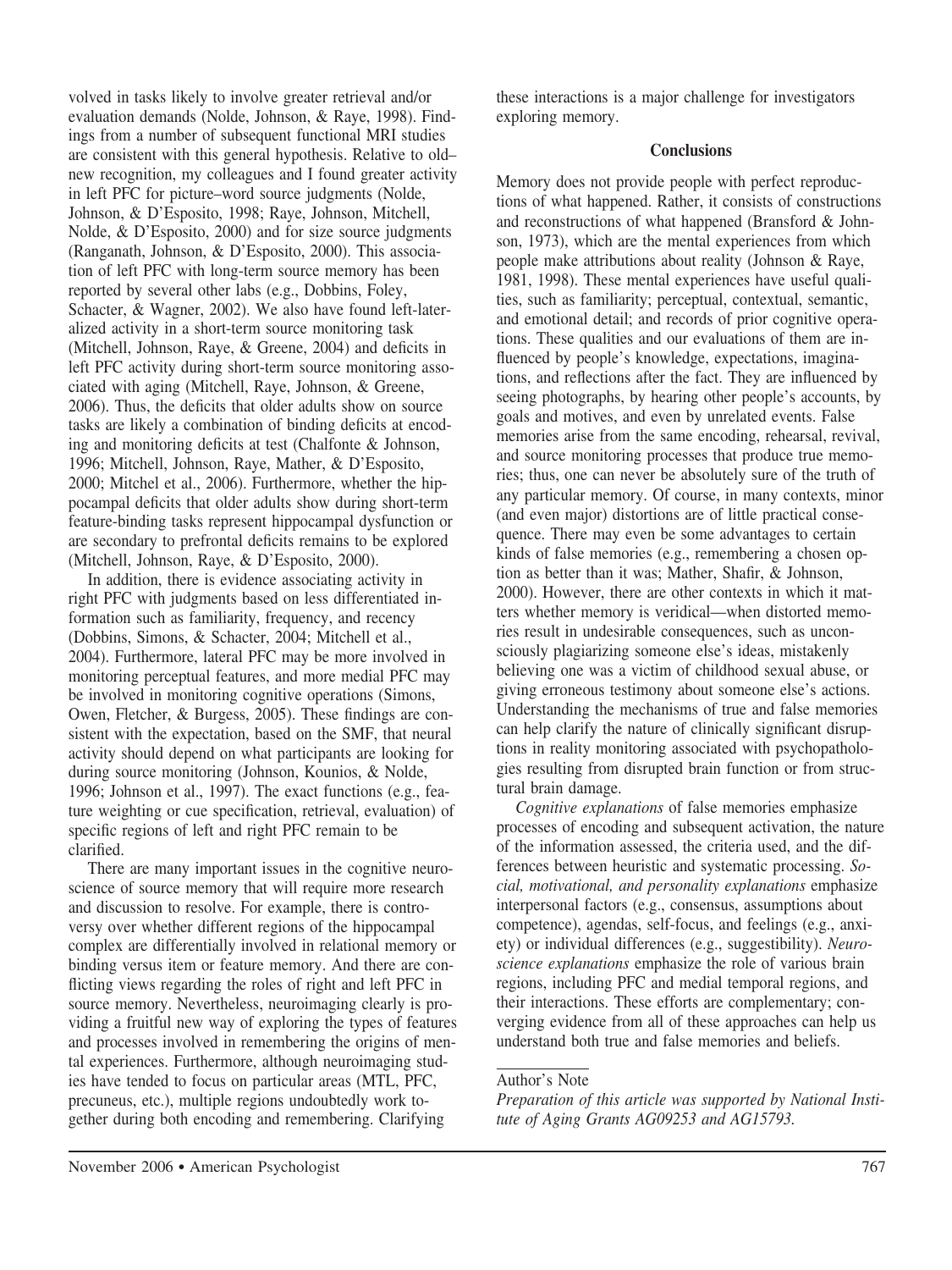volved in tasks likely to involve greater retrieval and/or evaluation demands (Nolde, Johnson, & Raye, 1998). Findings from a number of subsequent functional MRI studies are consistent with this general hypothesis. Relative to old–new recognition, my colleagues and I found greater activity in left PFC for picture–word source judgments (Nolde, Johnson, & D'Esposito, 1998; Raye, Johnson, Mitchell, Nolde, & D'Esposito, 2000) and for size source judgments (Ranganath, Johnson, & D'Esposito, 2000). This association of left PFC with long-term source memory has been reported by several other labs (e.g., Dobbins, Foley, Schacter, & Wagner, 2002). We also have found left-lateralized activity in a short-term source monitoring task (Mitchell, Johnson, Raye, & Greene, 2004) and deficits in left PFC activity during short-term source monitoring associated with aging (Mitchell, Raye, Johnson, & Greene, 2006). Thus, the deficits that older adults show on source tasks are likely a combination of binding deficits at encoding and monitoring deficits at test (Chalfonte & Johnson, 1996; Mitchell, Johnson, Raye, Mather, & D'Esposito, 2000; Mitchel et al., 2006). Furthermore, whether the hippocampal deficits that older adults show during short-term feature-binding tasks represent hippocampal dysfunction or are secondary to prefrontal deficits remains to be explored (Mitchell, Johnson, Raye, & D'Esposito, 2000).

In addition, there is evidence associating activity in right PFC with judgments based on less differentiated information such as familiarity, frequency, and recency (Dobbins, Simons, & Schacter, 2004; Mitchell et al., 2004). Furthermore, lateral PFC may be more involved in monitoring perceptual features, and more medial PFC may be involved in monitoring cognitive operations (Simons, Owen, Fletcher, & Burgess, 2005). These findings are consistent with the expectation, based on the SMF, that neural activity should depend on what participants are looking for during source monitoring (Johnson, Kounios, & Nolde, 1996; Johnson et al., 1997). The exact functions (e.g., feature weighting or cue specification, retrieval, evaluation) of specific regions of left and right PFC remain to be clarified.

There are many important issues in the cognitive neuroscience of source memory that will require more research and discussion to resolve. For example, there is controversy over whether different regions of the hippocampal complex are differentially involved in relational memory or binding versus item or feature memory. And there are conflicting views regarding the roles of right and left PFC in source memory. Nevertheless, neuroimaging clearly is providing a fruitful new way of exploring the types of features and processes involved in remembering the origins of mental experiences. Furthermore, although neuroimaging studies have tended to focus on particular areas (MTL, PFC, precuneus, etc.), multiple regions undoubtedly work together during both encoding and remembering. Clarifying these interactions is a major challenge for investigators exploring memory.

## Conclusions

Memory does not provide people with perfect reproductions of what happened. Rather, it consists of constructions and reconstructions of what happened (Bransford & Johnson, 1973), which are the mental experiences from which people make attributions about reality (Johnson & Raye, 1981, 1998). These mental experiences have useful qualities, such as familiarity; perceptual, contextual, semantic, and emotional detail; and records of prior cognitive operations. These qualities and our evaluations of them are influenced by people's knowledge, expectations, imaginations, and reflections after the fact. They are influenced by seeing photographs, by hearing other people's accounts, by goals and motives, and even by unrelated events. False memories arise from the same encoding, rehearsal, revival, and source monitoring processes that produce true memories; thus, one can never be absolutely sure of the truth of any particular memory. Of course, in many contexts, minor (and even major) distortions are of little practical consequence. There may even be some advantages to certain kinds of false memories (e.g., remembering a chosen option as better than it was; Mather, Shafir, & Johnson, 2000). However, there are other contexts in which it matters whether memory is veridical—when distorted memories result in undesirable consequences, such as unconsciously plagiarizing someone else's ideas, mistakenly believing one was a victim of childhood sexual abuse, or giving erroneous testimony about someone else's actions. Understanding the mechanisms of true and false memories can help clarify the nature of clinically significant disruptions in reality monitoring associated with psychopathologies resulting from disrupted brain function or from structural brain damage.

*Cognitive explanations* of false memories emphasize processes of encoding and subsequent activation, the nature of the information assessed, the criteria used, and the differences between heuristic and systematic processing. *Social, motivational, and personality explanations* emphasize interpersonal factors (e.g., consensus, assumptions about competence), agendas, self-focus, and feelings (e.g., anxiety) or individual differences (e.g., suggestibility). *Neuroscience explanations* emphasize the role of various brain regions, including PFC and medial temporal regions, and their interactions. These efforts are complementary; converging evidence from all of these approaches can help us understand both true and false memories and beliefs.

Author's Note

*Preparation of this article was supported by National Institute of Aging Grants AG09253 and AG15793.*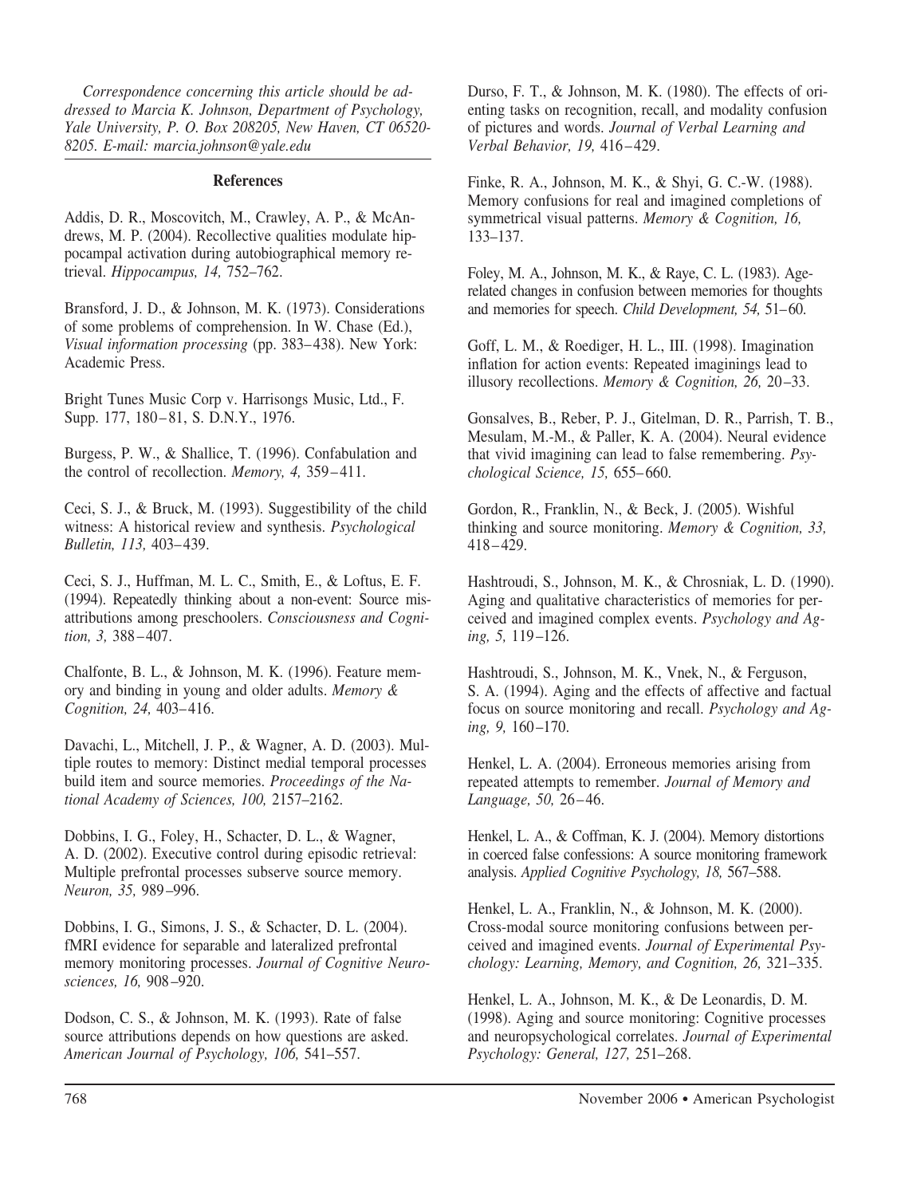*Correspondence concerning this article should be addressed to Marcia K. Johnson, Department of Psychology, Yale University, P. O. Box 208205, New Haven, CT 06520-8205. E-mail: marcia.johnson@yale.edu*

## References

Addis, D. R., Moscovitch, M., Crawley, A. P., & McAndrews, M. P. (2004). Recollective qualities modulate hippocampal activation during autobiographical memory retrieval. *Hippocampus, 14,* 752–762.

Bransford, J. D., & Johnson, M. K. (1973). Considerations of some problems of comprehension. In W. Chase (Ed.), *Visual information processing* (pp. 383–438). New York: Academic Press.

Bright Tunes Music Corp v. Harrisongs Music, Ltd., F. Supp. 177, 180–81, S. D.N.Y., 1976.

Burgess, P. W., & Shallice, T. (1996). Confabulation and the control of recollection. *Memory, 4,* 359–411.

Ceci, S. J., & Bruck, M. (1993). Suggestibility of the child witness: A historical review and synthesis. *Psychological Bulletin, 113,* 403–439.

Ceci, S. J., Huffman, M. L. C., Smith, E., & Loftus, E. F. (1994). Repeatedly thinking about a non-event: Source misattributions among preschoolers. *Consciousness and Cognition, 3,* 388–407.

Chalfonte, B. L., & Johnson, M. K. (1996). Feature memory and binding in young and older adults. *Memory & Cognition, 24,* 403–416.

Davachi, L., Mitchell, J. P., & Wagner, A. D. (2003). Multiple routes to memory: Distinct medial temporal processes build item and source memories. *Proceedings of the National Academy of Sciences, 100,* 2157–2162.

Dobbins, I. G., Foley, H., Schacter, D. L., & Wagner, A. D. (2002). Executive control during episodic retrieval: Multiple prefrontal processes subserve source memory. *Neuron, 35,* 989–996.

Dobbins, I. G., Simons, J. S., & Schacter, D. L. (2004). fMRI evidence for separable and lateralized prefrontal memory monitoring processes. *Journal of Cognitive Neurosciences, 16,* 908–920.

Dodson, C. S., & Johnson, M. K. (1993). Rate of false source attributions depends on how questions are asked. *American Journal of Psychology, 106,* 541–557.

Durso, F. T., & Johnson, M. K. (1980). The effects of orienting tasks on recognition, recall, and modality confusion of pictures and words. *Journal of Verbal Learning and Verbal Behavior, 19,* 416–429.

Finke, R. A., Johnson, M. K., & Shyi, G. C.-W. (1988). Memory confusions for real and imagined completions of symmetrical visual patterns. *Memory & Cognition, 16,* 133–137.

Foley, M. A., Johnson, M. K., & Raye, C. L. (1983). Age-related changes in confusion between memories for thoughts and memories for speech. *Child Development, 54,* 51–60.

Goff, L. M., & Roediger, H. L., III. (1998). Imagination inflation for action events: Repeated imaginings lead to illusory recollections. *Memory & Cognition, 26,* 20–33.

Gonsalves, B., Reber, P. J., Gitelman, D. R., Parrish, T. B., Mesulam, M.-M., & Paller, K. A. (2004). Neural evidence that vivid imagining can lead to false remembering. *Psychological Science, 15,* 655–660.

Gordon, R., Franklin, N., & Beck, J. (2005). Wishful thinking and source monitoring. *Memory & Cognition, 33,* 418–429.

Hashtroudi, S., Johnson, M. K., & Chrosniak, L. D. (1990). Aging and qualitative characteristics of memories for perceived and imagined complex events. *Psychology and Aging, 5,* 119–126.

Hashtroudi, S., Johnson, M. K., Vnek, N., & Ferguson, S. A. (1994). Aging and the effects of affective and factual focus on source monitoring and recall. *Psychology and Aging, 9,* 160–170.

Henkel, L. A. (2004). Erroneous memories arising from repeated attempts to remember. *Journal of Memory and Language, 50,* 26–46.

Henkel, L. A., & Coffman, K. J. (2004). Memory distortions in coerced false confessions: A source monitoring framework analysis. *Applied Cognitive Psychology, 18,* 567–588.

Henkel, L. A., Franklin, N., & Johnson, M. K. (2000). Cross-modal source monitoring confusions between perceived and imagined events. *Journal of Experimental Psychology: Learning, Memory, and Cognition, 26,* 321–335.

Henkel, L. A., Johnson, M. K., & De Leonardis, D. M. (1998). Aging and source monitoring: Cognitive processes and neuropsychological correlates. *Journal of Experimental Psychology: General, 127,* 251–268.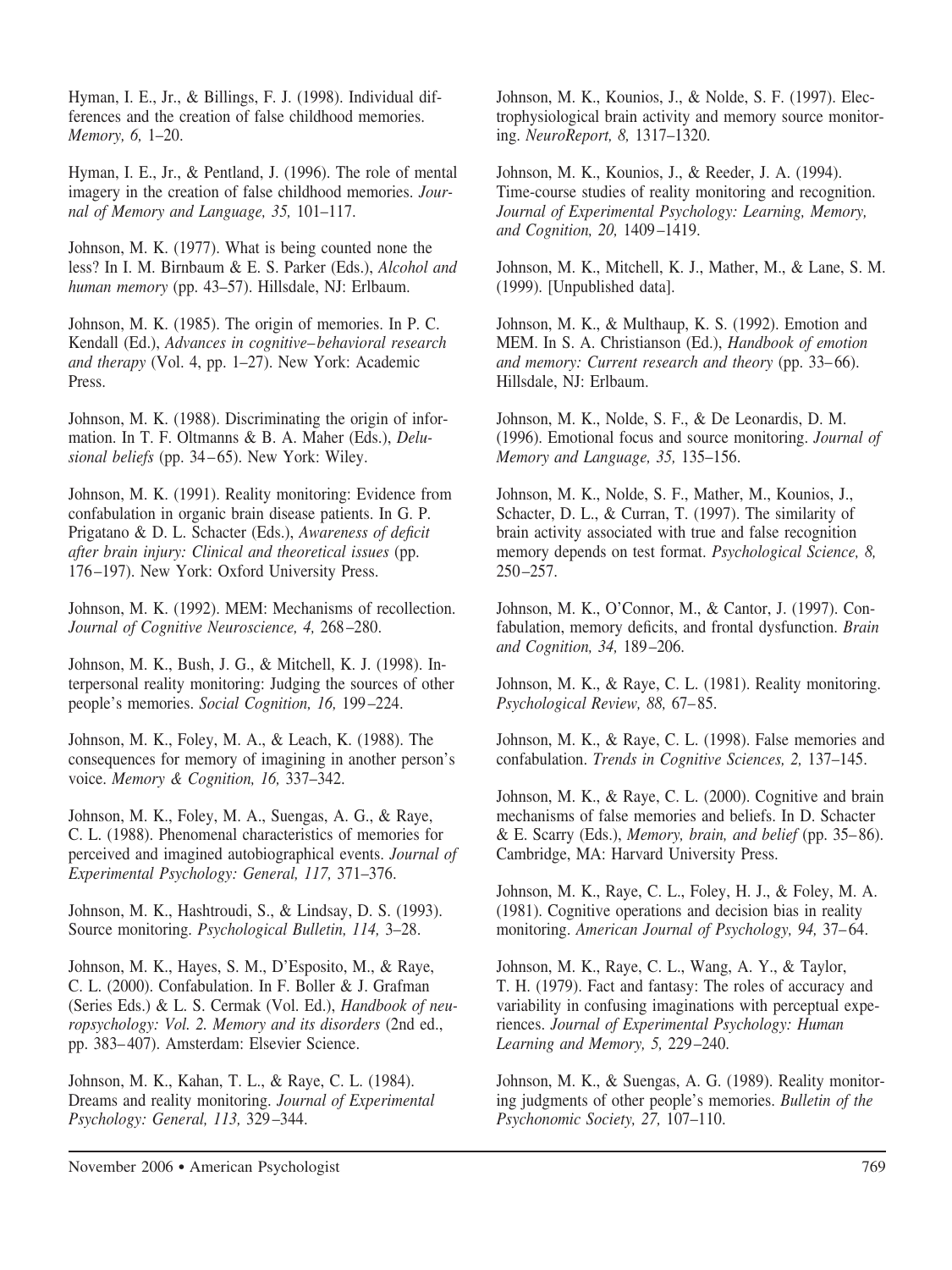Hyman, I. E., Jr., & Billings, F. J. (1998). Individual differences and the creation of false childhood memories. *Memory, 6,* 1–20.

Hyman, I. E., Jr., & Pentland, J. (1996). The role of mental imagery in the creation of false childhood memories. *Journal of Memory and Language, 35,* 101–117.

Johnson, M. K. (1977). What is being counted none the less? In I. M. Birnbaum & E. S. Parker (Eds.), *Alcohol and human memory* (pp. 43–57). Hillsdale, NJ: Erlbaum.

Johnson, M. K. (1985). The origin of memories. In P. C. Kendall (Ed.), *Advances in cognitive–behavioral research and therapy* (Vol. 4, pp. 1–27). New York: Academic Press.

Johnson, M. K. (1988). Discriminating the origin of information. In T. F. Oltmanns & B. A. Maher (Eds.), *Delusional beliefs* (pp. 34–65). New York: Wiley.

Johnson, M. K. (1991). Reality monitoring: Evidence from confabulation in organic brain disease patients. In G. P. Prigatano & D. L. Schacter (Eds.), *Awareness of deficit after brain injury: Clinical and theoretical issues* (pp. 176–197). New York: Oxford University Press.

Johnson, M. K. (1992). MEM: Mechanisms of recollection. *Journal of Cognitive Neuroscience, 4,* 268–280.

Johnson, M. K., Bush, J. G., & Mitchell, K. J. (1998). Interpersonal reality monitoring: Judging the sources of other people's memories. *Social Cognition, 16,* 199–224.

Johnson, M. K., Foley, M. A., & Leach, K. (1988). The consequences for memory of imagining in another person's voice. *Memory & Cognition, 16,* 337–342.

Johnson, M. K., Foley, M. A., Suengas, A. G., & Raye, C. L. (1988). Phenomenal characteristics of memories for perceived and imagined autobiographical events. *Journal of Experimental Psychology: General, 117,* 371–376.

Johnson, M. K., Hashtroudi, S., & Lindsay, D. S. (1993). Source monitoring. *Psychological Bulletin, 114,* 3–28.

Johnson, M. K., Hayes, S. M., D'Esposito, M., & Raye, C. L. (2000). Confabulation. In F. Boller & J. Grafman (Series Eds.) & L. S. Cermak (Vol. Ed.), *Handbook of neuropsychology: Vol. 2. Memory and its disorders* (2nd ed., pp. 383–407). Amsterdam: Elsevier Science.

Johnson, M. K., Kahan, T. L., & Raye, C. L. (1984). Dreams and reality monitoring. *Journal of Experimental Psychology: General, 113,* 329–344.

Johnson, M. K., Kounios, J., & Nolde, S. F. (1997). Electrophysiological brain activity and memory source monitoring. *NeuroReport, 8,* 1317–1320.

Johnson, M. K., Kounios, J., & Reeder, J. A. (1994). Time-course studies of reality monitoring and recognition. *Journal of Experimental Psychology: Learning, Memory, and Cognition, 20,* 1409–1419.

Johnson, M. K., Mitchell, K. J., Mather, M., & Lane, S. M. (1999). [Unpublished data].

Johnson, M. K., & Multhaup, K. S. (1992). Emotion and MEM. In S. A. Christianson (Ed.), *Handbook of emotion and memory: Current research and theory* (pp. 33–66). Hillsdale, NJ: Erlbaum.

Johnson, M. K., Nolde, S. F., & De Leonardis, D. M. (1996). Emotional focus and source monitoring. *Journal of Memory and Language, 35,* 135–156.

Johnson, M. K., Nolde, S. F., Mather, M., Kounios, J., Schacter, D. L., & Curran, T. (1997). The similarity of brain activity associated with true and false recognition memory depends on test format. *Psychological Science, 8,* 250–257.

Johnson, M. K., O'Connor, M., & Cantor, J. (1997). Confabulation, memory deficits, and frontal dysfunction. *Brain and Cognition, 34,* 189–206.

Johnson, M. K., & Raye, C. L. (1981). Reality monitoring. *Psychological Review, 88,* 67–85.

Johnson, M. K., & Raye, C. L. (1998). False memories and confabulation. *Trends in Cognitive Sciences, 2,* 137–145.

Johnson, M. K., & Raye, C. L. (2000). Cognitive and brain mechanisms of false memories and beliefs. In D. Schacter & E. Scarry (Eds.), *Memory, brain, and belief* (pp. 35–86). Cambridge, MA: Harvard University Press.

Johnson, M. K., Raye, C. L., Foley, H. J., & Foley, M. A. (1981). Cognitive operations and decision bias in reality monitoring. *American Journal of Psychology, 94,* 37–64.

Johnson, M. K., Raye, C. L., Wang, A. Y., & Taylor, T. H. (1979). Fact and fantasy: The roles of accuracy and variability in confusing imaginations with perceptual experiences. *Journal of Experimental Psychology: Human Learning and Memory, 5,* 229–240.

Johnson, M. K., & Suengas, A. G. (1989). Reality monitoring judgments of other people's memories. *Bulletin of the Psychonomic Society, 27,* 107–110.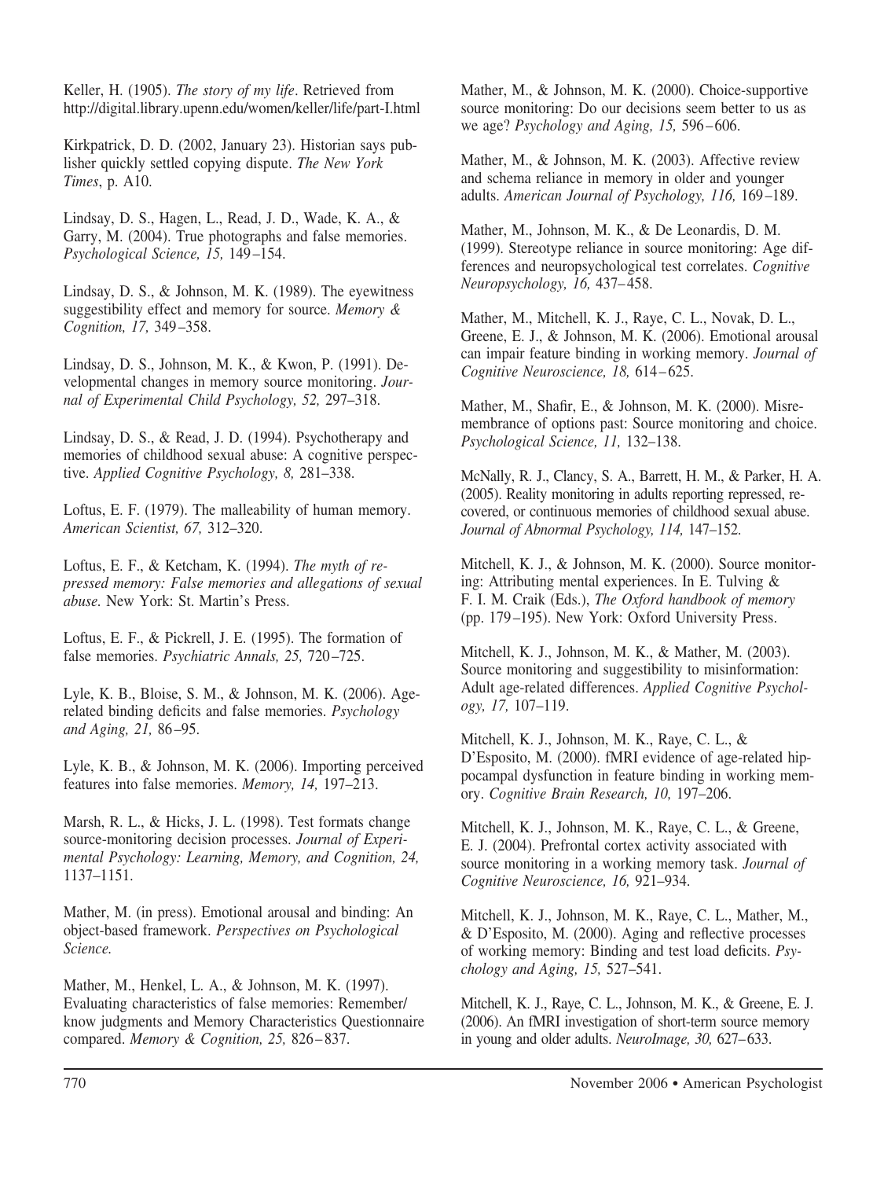Keller, H. (1905). *The story of my life*. Retrieved from http://digital.library.upenn.edu/women/keller/life/part-I.html

Kirkpatrick, D. D. (2002, January 23). Historian says publisher quickly settled copying dispute. *The New York Times*, p. A10.

Lindsay, D. S., Hagen, L., Read, J. D., Wade, K. A., & Garry, M. (2004). True photographs and false memories. *Psychological Science, 15,* 149–154.

Lindsay, D. S., & Johnson, M. K. (1989). The eyewitness suggestibility effect and memory for source. *Memory & Cognition, 17,* 349–358.

Lindsay, D. S., Johnson, M. K., & Kwon, P. (1991). Developmental changes in memory source monitoring. *Journal of Experimental Child Psychology, 52,* 297–318.

Lindsay, D. S., & Read, J. D. (1994). Psychotherapy and memories of childhood sexual abuse: A cognitive perspective. *Applied Cognitive Psychology, 8,* 281–338.

Loftus, E. F. (1979). The malleability of human memory. *American Scientist, 67,* 312–320.

Loftus, E. F., & Ketcham, K. (1994). *The myth of repressed memory: False memories and allegations of sexual abuse.* New York: St. Martin's Press.

Loftus, E. F., & Pickrell, J. E. (1995). The formation of false memories. *Psychiatric Annals, 25,* 720–725.

Lyle, K. B., Bloise, S. M., & Johnson, M. K. (2006). Age-related binding deficits and false memories. *Psychology and Aging, 21,* 86–95.

Lyle, K. B., & Johnson, M. K. (2006). Importing perceived features into false memories. *Memory, 14,* 197–213.

Marsh, R. L., & Hicks, J. L. (1998). Test formats change source-monitoring decision processes. *Journal of Experimental Psychology: Learning, Memory, and Cognition, 24,* 1137–1151.

Mather, M. (in press). Emotional arousal and binding: An object-based framework. *Perspectives on Psychological Science.*

Mather, M., Henkel, L. A., & Johnson, M. K. (1997). Evaluating characteristics of false memories: Remember/know judgments and Memory Characteristics Questionnaire compared. *Memory & Cognition, 25,* 826–837.

Mather, M., & Johnson, M. K. (2000). Choice-supportive source monitoring: Do our decisions seem better to us as we age? *Psychology and Aging, 15,* 596–606.

Mather, M., & Johnson, M. K. (2003). Affective review and schema reliance in memory in older and younger adults. *American Journal of Psychology, 116,* 169–189.

Mather, M., Johnson, M. K., & De Leonardis, D. M. (1999). Stereotype reliance in source monitoring: Age differences and neuropsychological test correlates. *Cognitive Neuropsychology, 16,* 437–458.

Mather, M., Mitchell, K. J., Raye, C. L., Novak, D. L., Greene, E. J., & Johnson, M. K. (2006). Emotional arousal can impair feature binding in working memory. *Journal of Cognitive Neuroscience, 18,* 614–625.

Mather, M., Shafir, E., & Johnson, M. K. (2000). Misremembrance of options past: Source monitoring and choice. *Psychological Science, 11,* 132–138.

McNally, R. J., Clancy, S. A., Barrett, H. M., & Parker, H. A. (2005). Reality monitoring in adults reporting repressed, recovered, or continuous memories of childhood sexual abuse. *Journal of Abnormal Psychology, 114,* 147–152.

Mitchell, K. J., & Johnson, M. K. (2000). Source monitoring: Attributing mental experiences. In E. Tulving & F. I. M. Craik (Eds.), *The Oxford handbook of memory* (pp. 179–195). New York: Oxford University Press.

Mitchell, K. J., Johnson, M. K., & Mather, M. (2003). Source monitoring and suggestibility to misinformation: Adult age-related differences. *Applied Cognitive Psychology, 17,* 107–119.

Mitchell, K. J., Johnson, M. K., Raye, C. L., & D'Esposito, M. (2000). fMRI evidence of age-related hippocampal dysfunction in feature binding in working memory. *Cognitive Brain Research, 10,* 197–206.

Mitchell, K. J., Johnson, M. K., Raye, C. L., & Greene, E. J. (2004). Prefrontal cortex activity associated with source monitoring in a working memory task. *Journal of Cognitive Neuroscience, 16,* 921–934.

Mitchell, K. J., Johnson, M. K., Raye, C. L., Mather, M., & D'Esposito, M. (2000). Aging and reflective processes of working memory: Binding and test load deficits. *Psychology and Aging, 15,* 527–541.

Mitchell, K. J., Raye, C. L., Johnson, M. K., & Greene, E. J. (2006). An fMRI investigation of short-term source memory in young and older adults. *NeuroImage, 30,* 627–633.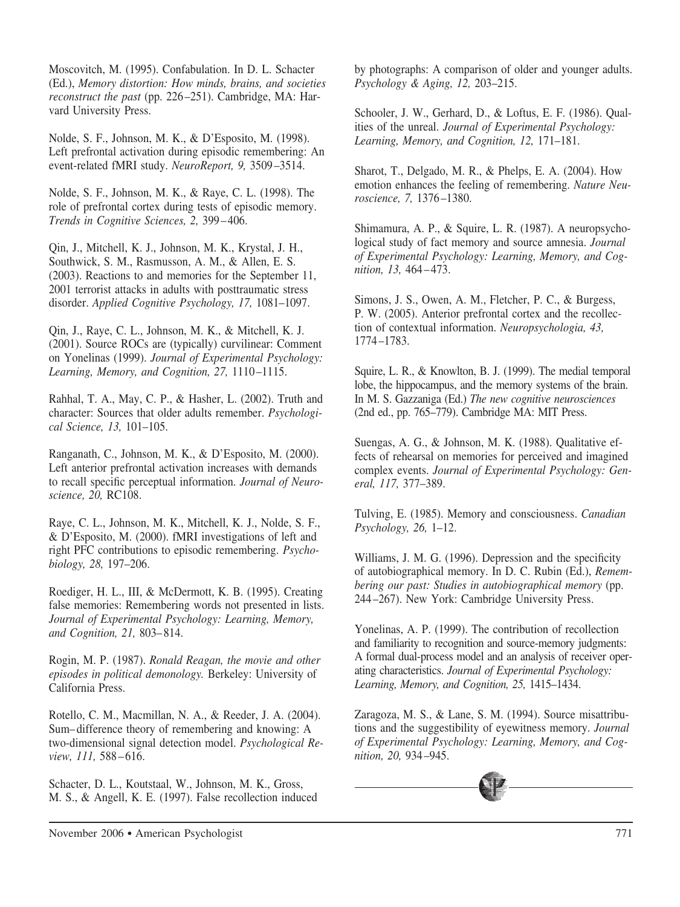Moscovitch, M. (1995). Confabulation. In D. L. Schacter (Ed.), *Memory distortion: How minds, brains, and societies reconstruct the past* (pp. 226–251). Cambridge, MA: Harvard University Press.

Nolde, S. F., Johnson, M. K., & D'Esposito, M. (1998). Left prefrontal activation during episodic remembering: An event-related fMRI study. *NeuroReport, 9,* 3509–3514.

Nolde, S. F., Johnson, M. K., & Raye, C. L. (1998). The role of prefrontal cortex during tests of episodic memory. *Trends in Cognitive Sciences, 2,* 399–406.

Qin, J., Mitchell, K. J., Johnson, M. K., Krystal, J. H., Southwick, S. M., Rasmusson, A. M., & Allen, E. S. (2003). Reactions to and memories for the September 11, 2001 terrorist attacks in adults with posttraumatic stress disorder. *Applied Cognitive Psychology, 17,* 1081–1097.

Qin, J., Raye, C. L., Johnson, M. K., & Mitchell, K. J. (2001). Source ROCs are (typically) curvilinear: Comment on Yonelinas (1999). *Journal of Experimental Psychology: Learning, Memory, and Cognition, 27,* 1110–1115.

Rahhal, T. A., May, C. P., & Hasher, L. (2002). Truth and character: Sources that older adults remember. *Psychological Science, 13,* 101–105.

Ranganath, C., Johnson, M. K., & D'Esposito, M. (2000). Left anterior prefrontal activation increases with demands to recall specific perceptual information. *Journal of Neuroscience, 20,* RC108.

Raye, C. L., Johnson, M. K., Mitchell, K. J., Nolde, S. F., & D'Esposito, M. (2000). fMRI investigations of left and right PFC contributions to episodic remembering. *Psychobiology, 28,* 197–206.

Roediger, H. L., III, & McDermott, K. B. (1995). Creating false memories: Remembering words not presented in lists. *Journal of Experimental Psychology: Learning, Memory, and Cognition, 21,* 803–814.

Rogin, M. P. (1987). *Ronald Reagan, the movie and other episodes in political demonology.* Berkeley: University of California Press.

Rotello, C. M., Macmillan, N. A., & Reeder, J. A. (2004). Sum–difference theory of remembering and knowing: A two-dimensional signal detection model. *Psychological Review, 111,* 588–616.

Schacter, D. L., Koutstaal, W., Johnson, M. K., Gross, M. S., & Angell, K. E. (1997). False recollection induced by photographs: A comparison of older and younger adults. *Psychology & Aging, 12,* 203–215.

Schooler, J. W., Gerhard, D., & Loftus, E. F. (1986). Qualities of the unreal. *Journal of Experimental Psychology: Learning, Memory, and Cognition, 12,* 171–181.

Sharot, T., Delgado, M. R., & Phelps, E. A. (2004). How emotion enhances the feeling of remembering. *Nature Neuroscience, 7,* 1376–1380.

Shimamura, A. P., & Squire, L. R. (1987). A neuropsychological study of fact memory and source amnesia. *Journal of Experimental Psychology: Learning, Memory, and Cognition, 13,* 464–473.

Simons, J. S., Owen, A. M., Fletcher, P. C., & Burgess, P. W. (2005). Anterior prefrontal cortex and the recollection of contextual information. *Neuropsychologia, 43,* 1774–1783.

Squire, L. R., & Knowlton, B. J. (1999). The medial temporal lobe, the hippocampus, and the memory systems of the brain. In M. S. Gazzaniga (Ed.) *The new cognitive neurosciences* (2nd ed., pp. 765–779). Cambridge MA: MIT Press.

Suengas, A. G., & Johnson, M. K. (1988). Qualitative effects of rehearsal on memories for perceived and imagined complex events. *Journal of Experimental Psychology: General, 117,* 377–389.

Tulving, E. (1985). Memory and consciousness. *Canadian Psychology, 26,* 1–12.

Williams, J. M. G. (1996). Depression and the specificity of autobiographical memory. In D. C. Rubin (Ed.), *Remembering our past: Studies in autobiographical memory* (pp. 244–267). New York: Cambridge University Press.

Yonelinas, A. P. (1999). The contribution of recollection and familiarity to recognition and source-memory judgments: A formal dual-process model and an analysis of receiver operating characteristics. *Journal of Experimental Psychology: Learning, Memory, and Cognition, 25,* 1415–1434.

Zaragoza, M. S., & Lane, S. M. (1994). Source misattributions and the suggestibility of eyewitness memory. *Journal of Experimental Psychology: Learning, Memory, and Cognition, 20,* 934–945.